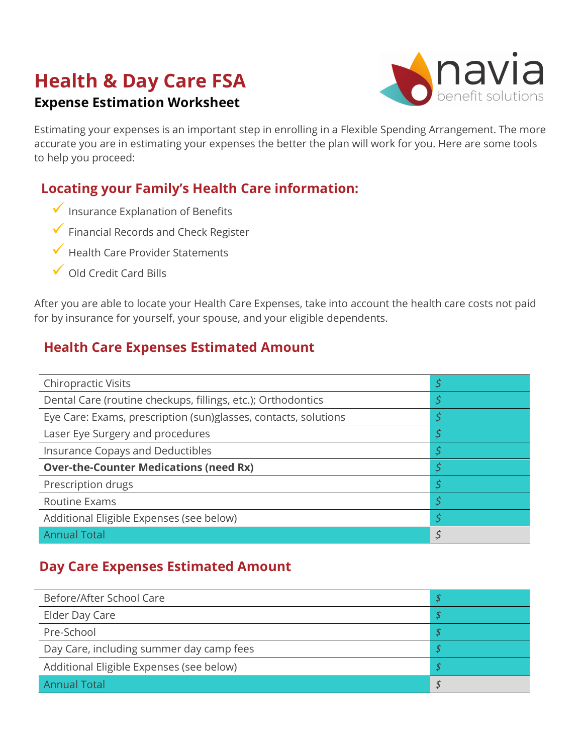# Health & Day Care FSA

**Expense Estimation Worksheet**

navia benefit solutions

Estimating your expenses is an important step in enrolling in a Flexible Spending Arrangement. The more accurate you are in estimating your expenses the better the plan will work for you. Here are some tools to help you proceed:

## Locating your Family's Health Care information:

- ✓ Insurance Explanation of Benefits
- ✓ Financial Records and Check Register
- ✓ Health Care Provider Statements
- ✓ Old Credit Card Bills

After you are able to locate your Health Care Expenses, take into account the health care costs not paid for by insurance for yourself, your spouse, and your eligible dependents.

## Health Care Expenses Estimated Amount

| | |
|---|---|
| Chiropractic Visits | $ |
| Dental Care (routine checkups, fillings, etc.); Orthodontics | $ |
| Eye Care: Exams, prescription (sun)glasses, contacts, solutions | $ |
| Laser Eye Surgery and procedures | $ |
| Insurance Copays and Deductibles | $ |
| **Over-the-Counter Medications (need Rx)** | $ |
| Prescription drugs | $ |
| Routine Exams | $ |
| Additional Eligible Expenses (see below) | $ |
| Annual Total | $ |

## Day Care Expenses Estimated Amount

| | |
|---|---|
| Before/After School Care | $ |
| Elder Day Care | $ |
| Pre-School | $ |
| Day Care, including summer day camp fees | $ |
| Additional Eligible Expenses (see below) | $ |
| Annual Total | $ |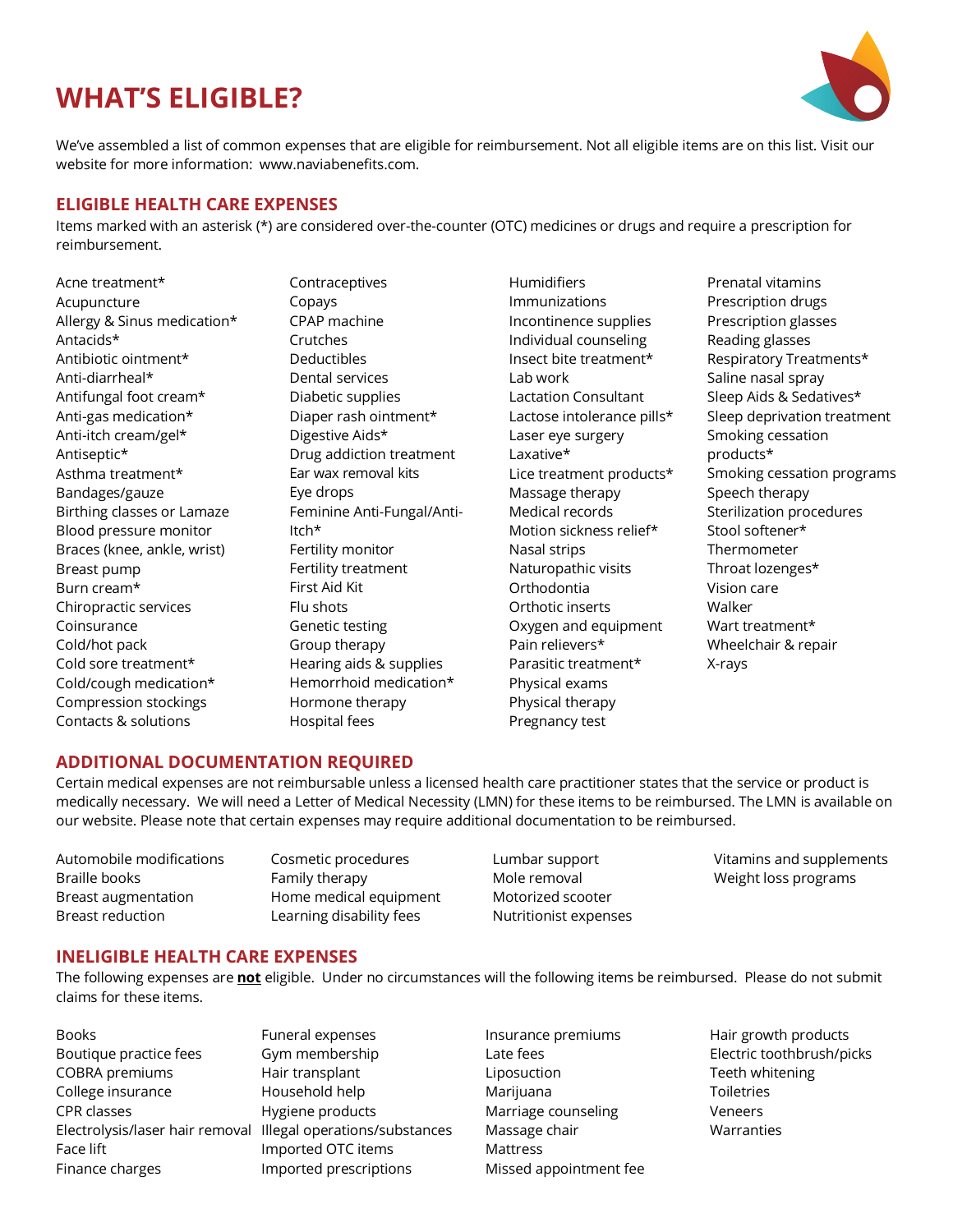# WHAT'S ELIGIBLE?

We've assembled a list of common expenses that are eligible for reimbursement. Not all eligible items are on this list. Visit our website for more information: www.naviabenefits.com.

## ELIGIBLE HEALTH CARE EXPENSES

Items marked with an asterisk (*) are considered over-the-counter (OTC) medicines or drugs and require a prescription for reimbursement.

- Acne treatment*
- Acupuncture
- Allergy & Sinus medication*
- Antacids*
- Antibiotic ointment*
- Anti-diarrheal*
- Antifungal foot cream*
- Anti-gas medication*
- Anti-itch cream/gel*
- Antiseptic*
- Asthma treatment*
- Bandages/gauze
- Birthing classes or Lamaze
- Blood pressure monitor
- Braces (knee, ankle, wrist)
- Breast pump
- Burn cream*
- Chiropractic services
- Coinsurance
- Cold/hot pack
- Cold sore treatment*
- Cold/cough medication*
- Compression stockings
- Contacts & solutions
- Contraceptives
- Copays
- CPAP machine
- Crutches
- Deductibles
- Dental services
- Diabetic supplies
- Diaper rash ointment*
- Digestive Aids*
- Drug addiction treatment
- Ear wax removal kits
- Eye drops
- Feminine Anti-Fungal/Anti-Itch*
- Fertility monitor
- Fertility treatment
- First Aid Kit
- Flu shots
- Genetic testing
- Group therapy
- Hearing aids & supplies
- Hemorrhoid medication*
- Hormone therapy
- Hospital fees
- Humidifiers
- Immunizations
- Incontinence supplies
- Individual counseling
- Insect bite treatment*
- Lab work
- Lactation Consultant
- Lactose intolerance pills*
- Laser eye surgery
- Laxative*
- Lice treatment products*
- Massage therapy
- Medical records
- Motion sickness relief*
- Nasal strips
- Naturopathic visits
- Orthodontia
- Orthotic inserts
- Oxygen and equipment
- Pain relievers*
- Parasitic treatment*
- Physical exams
- Physical therapy
- Pregnancy test
- Prenatal vitamins
- Prescription drugs
- Prescription glasses
- Reading glasses
- Respiratory Treatments*
- Saline nasal spray
- Sleep Aids & Sedatives*
- Sleep deprivation treatment
- Smoking cessation products*
- Smoking cessation programs
- Speech therapy
- Sterilization procedures
- Stool softener*
- Thermometer
- Throat lozenges*
- Vision care
- Walker
- Wart treatment*
- Wheelchair & repair
- X-rays

## ADDITIONAL DOCUMENTATION REQUIRED

Certain medical expenses are not reimbursable unless a licensed health care practitioner states that the service or product is medically necessary. We will need a Letter of Medical Necessity (LMN) for these items to be reimbursed. The LMN is available on our website. Please note that certain expenses may require additional documentation to be reimbursed.

- Automobile modifications
- Braille books
- Breast augmentation
- Breast reduction
- Cosmetic procedures
- Family therapy
- Home medical equipment
- Learning disability fees
- Lumbar support
- Mole removal
- Motorized scooter
- Nutritionist expenses
- Vitamins and supplements
- Weight loss programs

## INELIGIBLE HEALTH CARE EXPENSES

The following expenses are **not** eligible. Under no circumstances will the following items be reimbursed. Please do not submit claims for these items.

- Books
- Boutique practice fees
- COBRA premiums
- College insurance
- CPR classes
- Electrolysis/laser hair removal
- Face lift
- Finance charges
- Funeral expenses
- Gym membership
- Hair transplant
- Household help
- Hygiene products
- Illegal operations/substances
- Imported OTC items
- Imported prescriptions
- Insurance premiums
- Late fees
- Liposuction
- Marijuana
- Marriage counseling
- Massage chair
- Mattress
- Missed appointment fee
- Hair growth products
- Electric toothbrush/picks
- Teeth whitening
- Toiletries
- Veneers
- Warranties